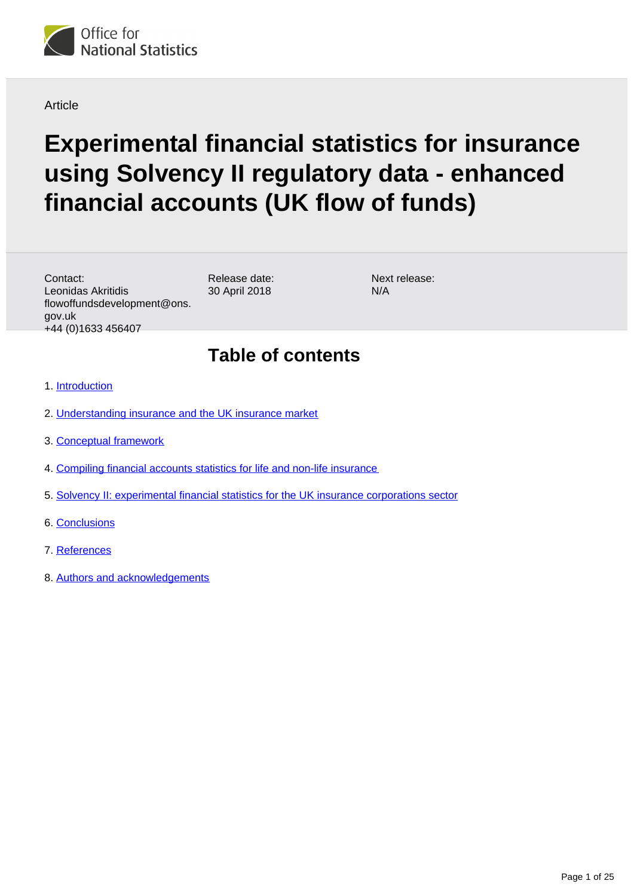Office for National Statistics

Article

# Experimental financial statistics for insurance using Solvency II regulatory data - enhanced financial accounts (UK flow of funds)

Contact:
Leonidas Akritidis
flowoffundsdevelopment@ons.gov.uk
+44 (0)1633 456407

Release date:
30 April 2018

Next release:
N/A

## Table of contents

1. Introduction
2. Understanding insurance and the UK insurance market
3. Conceptual framework
4. Compiling financial accounts statistics for life and non-life insurance
5. Solvency II: experimental financial statistics for the UK insurance corporations sector
6. Conclusions
7. References
8. Authors and acknowledgements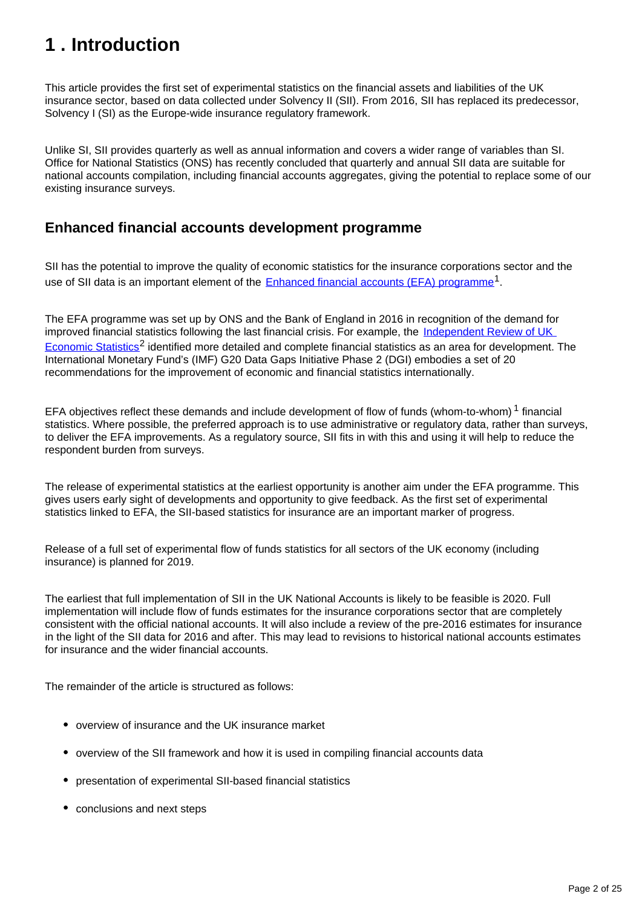# 1 . Introduction

This article provides the first set of experimental statistics on the financial assets and liabilities of the UK insurance sector, based on data collected under Solvency II (SII). From 2016, SII has replaced its predecessor, Solvency I (SI) as the Europe-wide insurance regulatory framework.

Unlike SI, SII provides quarterly as well as annual information and covers a wider range of variables than SI. Office for National Statistics (ONS) has recently concluded that quarterly and annual SII data are suitable for national accounts compilation, including financial accounts aggregates, giving the potential to replace some of our existing insurance surveys.

## Enhanced financial accounts development programme

SII has the potential to improve the quality of economic statistics for the insurance corporations sector and the use of SII data is an important element of the Enhanced financial accounts (EFA) programme[1].

The EFA programme was set up by ONS and the Bank of England in 2016 in recognition of the demand for improved financial statistics following the last financial crisis. For example, the Independent Review of UK Economic Statistics[2] identified more detailed and complete financial statistics as an area for development. The International Monetary Fund's (IMF) G20 Data Gaps Initiative Phase 2 (DGI) embodies a set of 20 recommendations for the improvement of economic and financial statistics internationally.

EFA objectives reflect these demands and include development of flow of funds (whom-to-whom) [1] financial statistics. Where possible, the preferred approach is to use administrative or regulatory data, rather than surveys, to deliver the EFA improvements. As a regulatory source, SII fits in with this and using it will help to reduce the respondent burden from surveys.

The release of experimental statistics at the earliest opportunity is another aim under the EFA programme. This gives users early sight of developments and opportunity to give feedback. As the first set of experimental statistics linked to EFA, the SII-based statistics for insurance are an important marker of progress.

Release of a full set of experimental flow of funds statistics for all sectors of the UK economy (including insurance) is planned for 2019.

The earliest that full implementation of SII in the UK National Accounts is likely to be feasible is 2020. Full implementation will include flow of funds estimates for the insurance corporations sector that are completely consistent with the official national accounts. It will also include a review of the pre-2016 estimates for insurance in the light of the SII data for 2016 and after. This may lead to revisions to historical national accounts estimates for insurance and the wider financial accounts.

The remainder of the article is structured as follows:

- overview of insurance and the UK insurance market
- overview of the SII framework and how it is used in compiling financial accounts data
- presentation of experimental SII-based financial statistics
- conclusions and next steps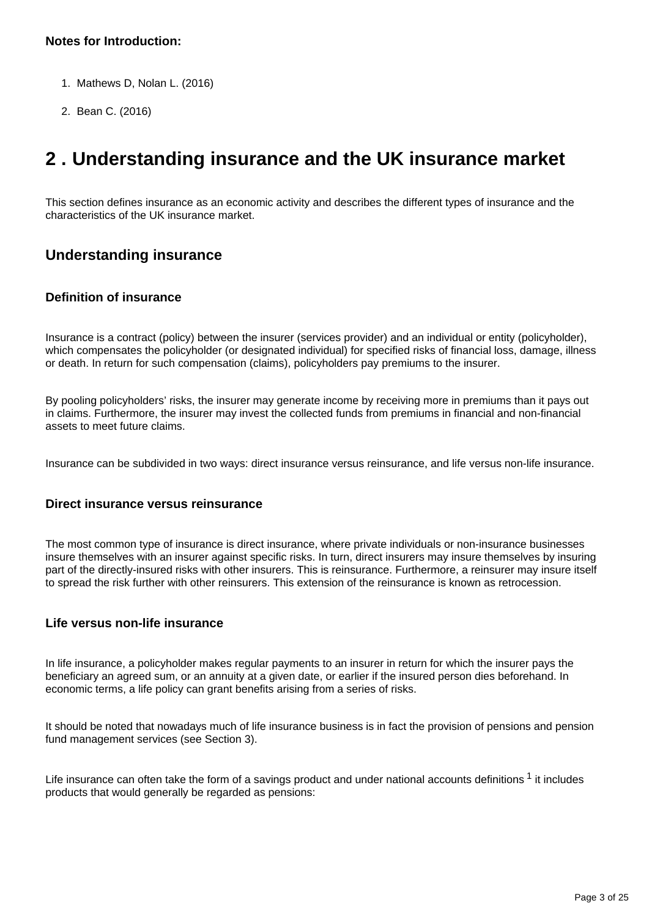**Notes for Introduction:**

1. Mathews D, Nolan L. (2016)

2. Bean C. (2016)

## 2 . Understanding insurance and the UK insurance market

This section defines insurance as an economic activity and describes the different types of insurance and the characteristics of the UK insurance market.

### Understanding insurance

#### Definition of insurance

Insurance is a contract (policy) between the insurer (services provider) and an individual or entity (policyholder), which compensates the policyholder (or designated individual) for specified risks of financial loss, damage, illness or death. In return for such compensation (claims), policyholders pay premiums to the insurer.

By pooling policyholders' risks, the insurer may generate income by receiving more in premiums than it pays out in claims. Furthermore, the insurer may invest the collected funds from premiums in financial and non-financial assets to meet future claims.

Insurance can be subdivided in two ways: direct insurance versus reinsurance, and life versus non-life insurance.

#### Direct insurance versus reinsurance

The most common type of insurance is direct insurance, where private individuals or non-insurance businesses insure themselves with an insurer against specific risks. In turn, direct insurers may insure themselves by insuring part of the directly-insured risks with other insurers. This is reinsurance. Furthermore, a reinsurer may insure itself to spread the risk further with other reinsurers. This extension of the reinsurance is known as retrocession.

#### Life versus non-life insurance

In life insurance, a policyholder makes regular payments to an insurer in return for which the insurer pays the beneficiary an agreed sum, or an annuity at a given date, or earlier if the insured person dies beforehand. In economic terms, a life policy can grant benefits arising from a series of risks.

It should be noted that nowadays much of life insurance business is in fact the provision of pensions and pension fund management services (see Section 3).

Life insurance can often take the form of a savings product and under national accounts definitions [1] it includes products that would generally be regarded as pensions: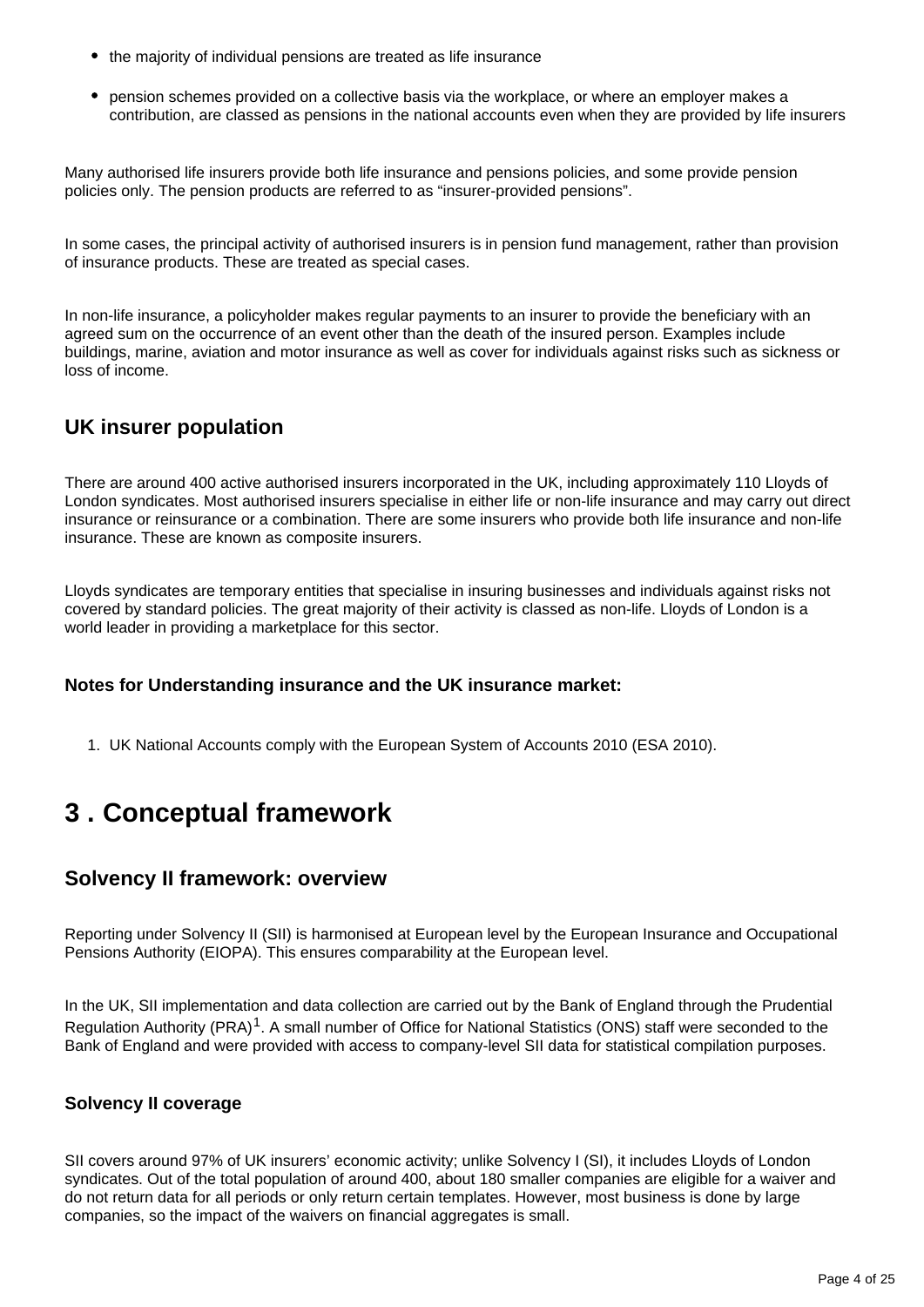- the majority of individual pensions are treated as life insurance
- pension schemes provided on a collective basis via the workplace, or where an employer makes a contribution, are classed as pensions in the national accounts even when they are provided by life insurers

Many authorised life insurers provide both life insurance and pensions policies, and some provide pension policies only. The pension products are referred to as “insurer-provided pensions”.

In some cases, the principal activity of authorised insurers is in pension fund management, rather than provision of insurance products. These are treated as special cases.

In non-life insurance, a policyholder makes regular payments to an insurer to provide the beneficiary with an agreed sum on the occurrence of an event other than the death of the insured person. Examples include buildings, marine, aviation and motor insurance as well as cover for individuals against risks such as sickness or loss of income.

## UK insurer population

There are around 400 active authorised insurers incorporated in the UK, including approximately 110 Lloyds of London syndicates. Most authorised insurers specialise in either life or non-life insurance and may carry out direct insurance or reinsurance or a combination. There are some insurers who provide both life insurance and non-life insurance. These are known as composite insurers.

Lloyds syndicates are temporary entities that specialise in insuring businesses and individuals against risks not covered by standard policies. The great majority of their activity is classed as non-life. Lloyds of London is a world leader in providing a marketplace for this sector.

### Notes for Understanding insurance and the UK insurance market:

1. UK National Accounts comply with the European System of Accounts 2010 (ESA 2010).

# 3 . Conceptual framework

## Solvency II framework: overview

Reporting under Solvency II (SII) is harmonised at European level by the European Insurance and Occupational Pensions Authority (EIOPA). This ensures comparability at the European level.

In the UK, SII implementation and data collection are carried out by the Bank of England through the Prudential Regulation Authority (PRA)[1]. A small number of Office for National Statistics (ONS) staff were seconded to the Bank of England and were provided with access to company-level SII data for statistical compilation purposes.

### Solvency II coverage

SII covers around 97% of UK insurers’ economic activity; unlike Solvency I (SI), it includes Lloyds of London syndicates. Out of the total population of around 400, about 180 smaller companies are eligible for a waiver and do not return data for all periods or only return certain templates. However, most business is done by large companies, so the impact of the waivers on financial aggregates is small.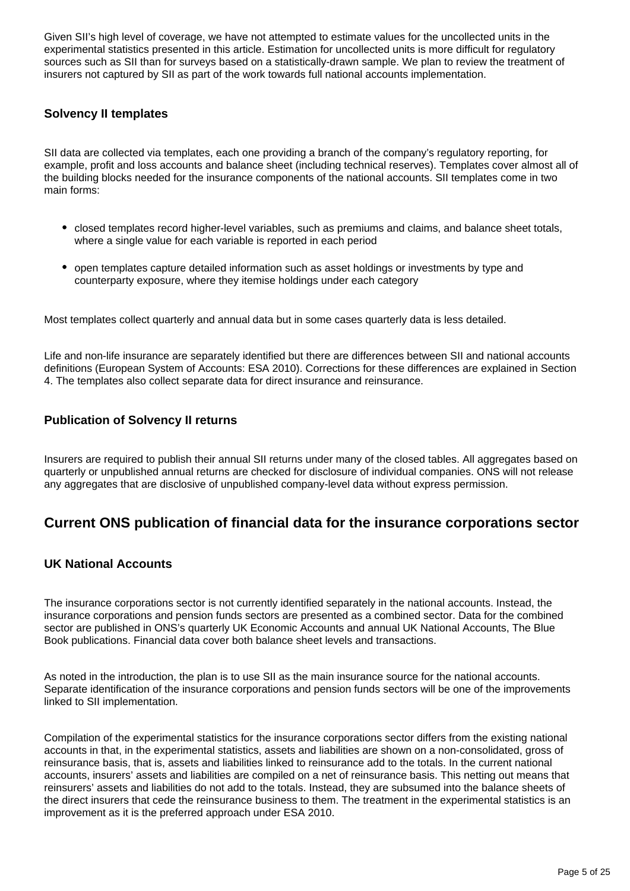Given SII's high level of coverage, we have not attempted to estimate values for the uncollected units in the experimental statistics presented in this article. Estimation for uncollected units is more difficult for regulatory sources such as SII than for surveys based on a statistically-drawn sample. We plan to review the treatment of insurers not captured by SII as part of the work towards full national accounts implementation.

### Solvency II templates

SII data are collected via templates, each one providing a branch of the company's regulatory reporting, for example, profit and loss accounts and balance sheet (including technical reserves). Templates cover almost all of the building blocks needed for the insurance components of the national accounts. SII templates come in two main forms:

- closed templates record higher-level variables, such as premiums and claims, and balance sheet totals, where a single value for each variable is reported in each period
- open templates capture detailed information such as asset holdings or investments by type and counterparty exposure, where they itemise holdings under each category

Most templates collect quarterly and annual data but in some cases quarterly data is less detailed.

Life and non-life insurance are separately identified but there are differences between SII and national accounts definitions (European System of Accounts: ESA 2010). Corrections for these differences are explained in Section 4. The templates also collect separate data for direct insurance and reinsurance.

### Publication of Solvency II returns

Insurers are required to publish their annual SII returns under many of the closed tables. All aggregates based on quarterly or unpublished annual returns are checked for disclosure of individual companies. ONS will not release any aggregates that are disclosive of unpublished company-level data without express permission.

## Current ONS publication of financial data for the insurance corporations sector

### UK National Accounts

The insurance corporations sector is not currently identified separately in the national accounts. Instead, the insurance corporations and pension funds sectors are presented as a combined sector. Data for the combined sector are published in ONS's quarterly UK Economic Accounts and annual UK National Accounts, The Blue Book publications. Financial data cover both balance sheet levels and transactions.

As noted in the introduction, the plan is to use SII as the main insurance source for the national accounts. Separate identification of the insurance corporations and pension funds sectors will be one of the improvements linked to SII implementation.

Compilation of the experimental statistics for the insurance corporations sector differs from the existing national accounts in that, in the experimental statistics, assets and liabilities are shown on a non-consolidated, gross of reinsurance basis, that is, assets and liabilities linked to reinsurance add to the totals. In the current national accounts, insurers' assets and liabilities are compiled on a net of reinsurance basis. This netting out means that reinsurers' assets and liabilities do not add to the totals. Instead, they are subsumed into the balance sheets of the direct insurers that cede the reinsurance business to them. The treatment in the experimental statistics is an improvement as it is the preferred approach under ESA 2010.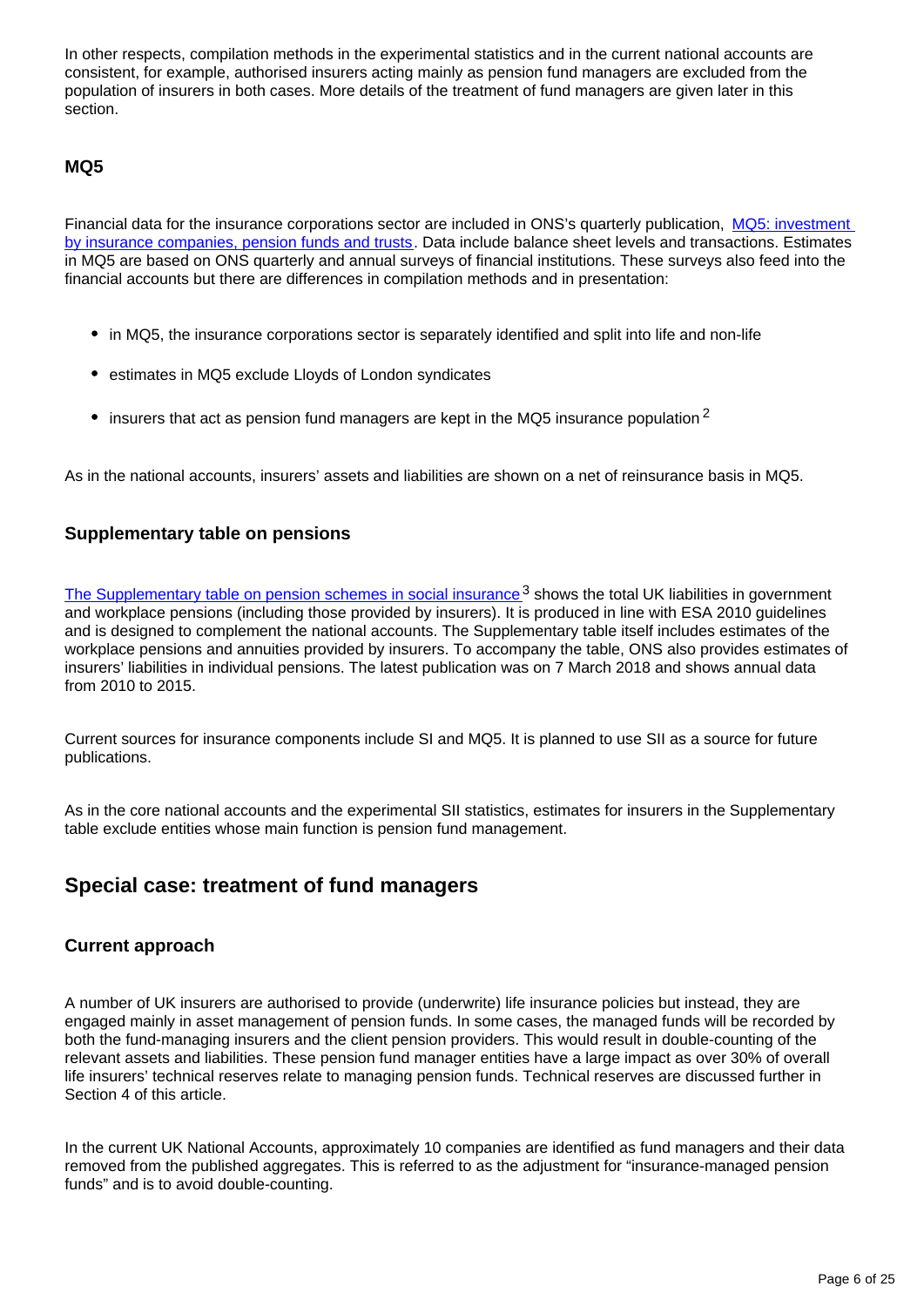In other respects, compilation methods in the experimental statistics and in the current national accounts are consistent, for example, authorised insurers acting mainly as pension fund managers are excluded from the population of insurers in both cases. More details of the treatment of fund managers are given later in this section.

### MQ5

Financial data for the insurance corporations sector are included in ONS's quarterly publication, MQ5: investment by insurance companies, pension funds and trusts. Data include balance sheet levels and transactions. Estimates in MQ5 are based on ONS quarterly and annual surveys of financial institutions. These surveys also feed into the financial accounts but there are differences in compilation methods and in presentation:

- in MQ5, the insurance corporations sector is separately identified and split into life and non-life
- estimates in MQ5 exclude Lloyds of London syndicates
- insurers that act as pension fund managers are kept in the MQ5 insurance population [2]

As in the national accounts, insurers' assets and liabilities are shown on a net of reinsurance basis in MQ5.

### Supplementary table on pensions

The Supplementary table on pension schemes in social insurance [3] shows the total UK liabilities in government and workplace pensions (including those provided by insurers). It is produced in line with ESA 2010 guidelines and is designed to complement the national accounts. The Supplementary table itself includes estimates of the workplace pensions and annuities provided by insurers. To accompany the table, ONS also provides estimates of insurers' liabilities in individual pensions. The latest publication was on 7 March 2018 and shows annual data from 2010 to 2015.

Current sources for insurance components include SI and MQ5. It is planned to use SII as a source for future publications.

As in the core national accounts and the experimental SII statistics, estimates for insurers in the Supplementary table exclude entities whose main function is pension fund management.

## Special case: treatment of fund managers

### Current approach

A number of UK insurers are authorised to provide (underwrite) life insurance policies but instead, they are engaged mainly in asset management of pension funds. In some cases, the managed funds will be recorded by both the fund-managing insurers and the client pension providers. This would result in double-counting of the relevant assets and liabilities. These pension fund manager entities have a large impact as over 30% of overall life insurers' technical reserves relate to managing pension funds. Technical reserves are discussed further in Section 4 of this article.

In the current UK National Accounts, approximately 10 companies are identified as fund managers and their data removed from the published aggregates. This is referred to as the adjustment for "insurance-managed pension funds" and is to avoid double-counting.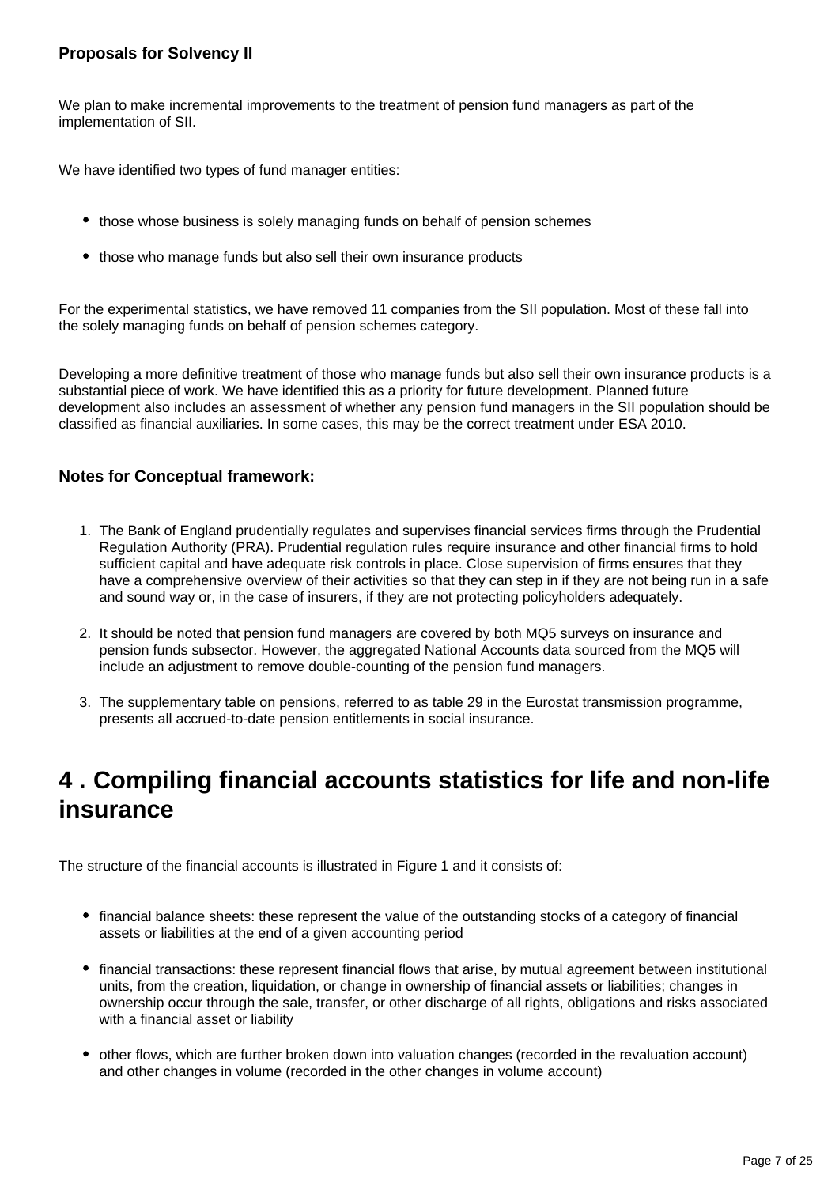**Proposals for Solvency II**

We plan to make incremental improvements to the treatment of pension fund managers as part of the implementation of SII.

We have identified two types of fund manager entities:

- those whose business is solely managing funds on behalf of pension schemes
- those who manage funds but also sell their own insurance products

For the experimental statistics, we have removed 11 companies from the SII population. Most of these fall into the solely managing funds on behalf of pension schemes category.

Developing a more definitive treatment of those who manage funds but also sell their own insurance products is a substantial piece of work. We have identified this as a priority for future development. Planned future development also includes an assessment of whether any pension fund managers in the SII population should be classified as financial auxiliaries. In some cases, this may be the correct treatment under ESA 2010.

**Notes for Conceptual framework:**

1. The Bank of England prudentially regulates and supervises financial services firms through the Prudential Regulation Authority (PRA). Prudential regulation rules require insurance and other financial firms to hold sufficient capital and have adequate risk controls in place. Close supervision of firms ensures that they have a comprehensive overview of their activities so that they can step in if they are not being run in a safe and sound way or, in the case of insurers, if they are not protecting policyholders adequately.
2. It should be noted that pension fund managers are covered by both MQ5 surveys on insurance and pension funds subsector. However, the aggregated National Accounts data sourced from the MQ5 will include an adjustment to remove double-counting of the pension fund managers.
3. The supplementary table on pensions, referred to as table 29 in the Eurostat transmission programme, presents all accrued-to-date pension entitlements in social insurance.

# 4 . Compiling financial accounts statistics for life and non-life insurance

The structure of the financial accounts is illustrated in Figure 1 and it consists of:

- financial balance sheets: these represent the value of the outstanding stocks of a category of financial assets or liabilities at the end of a given accounting period
- financial transactions: these represent financial flows that arise, by mutual agreement between institutional units, from the creation, liquidation, or change in ownership of financial assets or liabilities; changes in ownership occur through the sale, transfer, or other discharge of all rights, obligations and risks associated with a financial asset or liability
- other flows, which are further broken down into valuation changes (recorded in the revaluation account) and other changes in volume (recorded in the other changes in volume account)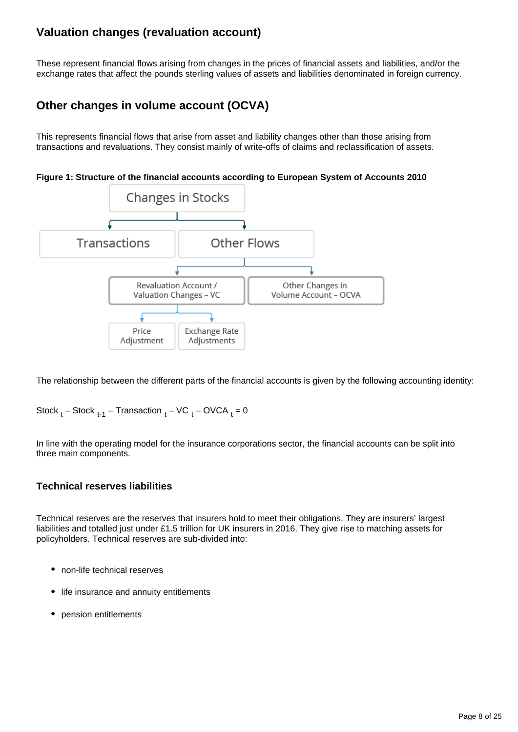## Valuation changes (revaluation account)

These represent financial flows arising from changes in the prices of financial assets and liabilities, and/or the exchange rates that affect the pounds sterling values of assets and liabilities denominated in foreign currency.

## Other changes in volume account (OCVA)

This represents financial flows that arise from asset and liability changes other than those arising from transactions and revaluations. They consist mainly of write-offs of claims and reclassification of assets.

**Figure 1: Structure of the financial accounts according to European System of Accounts 2010**

Changes in Stocks

Transactions

Other Flows

Revaluation Account / Valuation Changes – VC

Other Changes in Volume Account – OCVA

Price Adjustment

Exchange Rate Adjustments

The relationship between the different parts of the financial accounts is given by the following accounting identity:

$$\text{Stock}_{t} - \text{Stock}_{t-1} - \text{Transaction}_{t} - \text{VC}_{t} - \text{OVCA}_{t} = 0$$

In line with the operating model for the insurance corporations sector, the financial accounts can be split into three main components.

### Technical reserves liabilities

Technical reserves are the reserves that insurers hold to meet their obligations. They are insurers' largest liabilities and totalled just under £1.5 trillion for UK insurers in 2016. They give rise to matching assets for policyholders. Technical reserves are sub-divided into:

- non-life technical reserves
- life insurance and annuity entitlements
- pension entitlements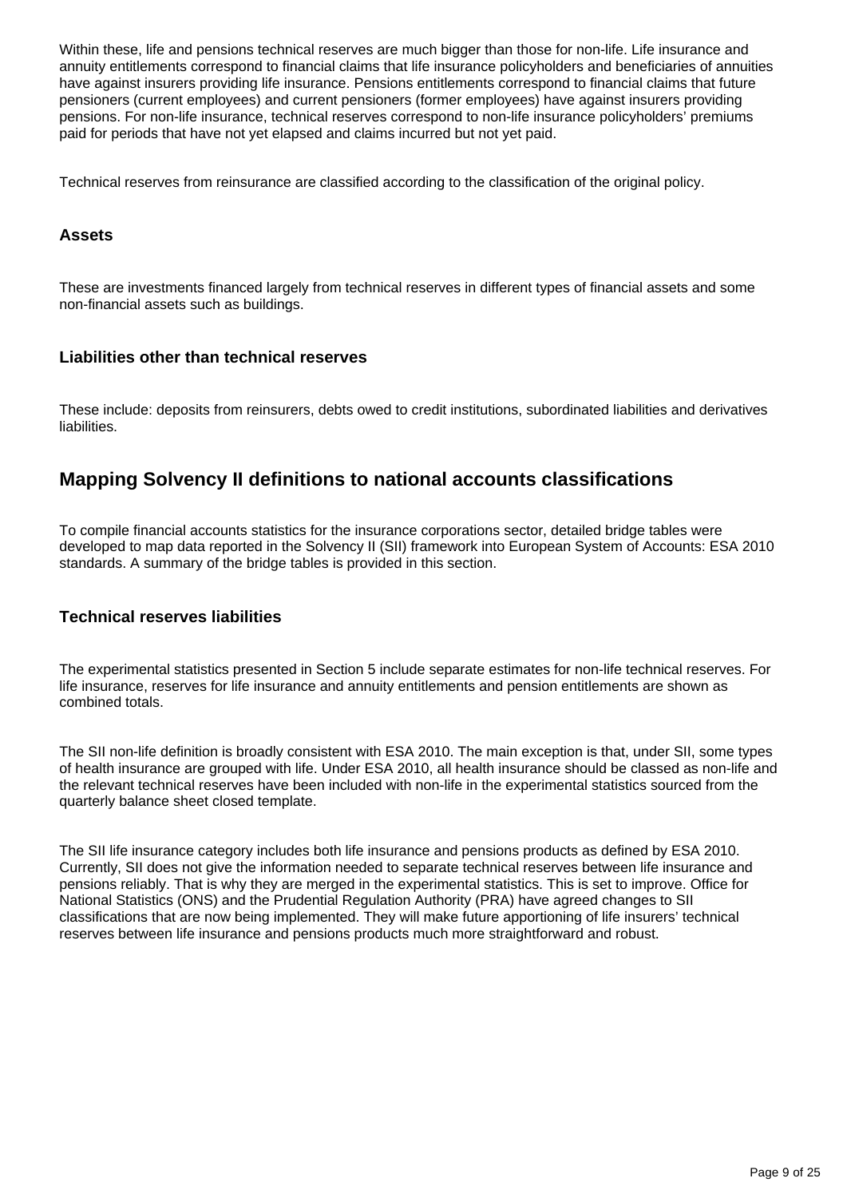Within these, life and pensions technical reserves are much bigger than those for non-life. Life insurance and annuity entitlements correspond to financial claims that life insurance policyholders and beneficiaries of annuities have against insurers providing life insurance. Pensions entitlements correspond to financial claims that future pensioners (current employees) and current pensioners (former employees) have against insurers providing pensions. For non-life insurance, technical reserves correspond to non-life insurance policyholders' premiums paid for periods that have not yet elapsed and claims incurred but not yet paid.

Technical reserves from reinsurance are classified according to the classification of the original policy.

### Assets

These are investments financed largely from technical reserves in different types of financial assets and some non-financial assets such as buildings.

### Liabilities other than technical reserves

These include: deposits from reinsurers, debts owed to credit institutions, subordinated liabilities and derivatives liabilities.

## Mapping Solvency II definitions to national accounts classifications

To compile financial accounts statistics for the insurance corporations sector, detailed bridge tables were developed to map data reported in the Solvency II (SII) framework into European System of Accounts: ESA 2010 standards. A summary of the bridge tables is provided in this section.

### Technical reserves liabilities

The experimental statistics presented in Section 5 include separate estimates for non-life technical reserves. For life insurance, reserves for life insurance and annuity entitlements and pension entitlements are shown as combined totals.

The SII non-life definition is broadly consistent with ESA 2010. The main exception is that, under SII, some types of health insurance are grouped with life. Under ESA 2010, all health insurance should be classed as non-life and the relevant technical reserves have been included with non-life in the experimental statistics sourced from the quarterly balance sheet closed template.

The SII life insurance category includes both life insurance and pensions products as defined by ESA 2010. Currently, SII does not give the information needed to separate technical reserves between life insurance and pensions reliably. That is why they are merged in the experimental statistics. This is set to improve. Office for National Statistics (ONS) and the Prudential Regulation Authority (PRA) have agreed changes to SII classifications that are now being implemented. They will make future apportioning of life insurers' technical reserves between life insurance and pensions products much more straightforward and robust.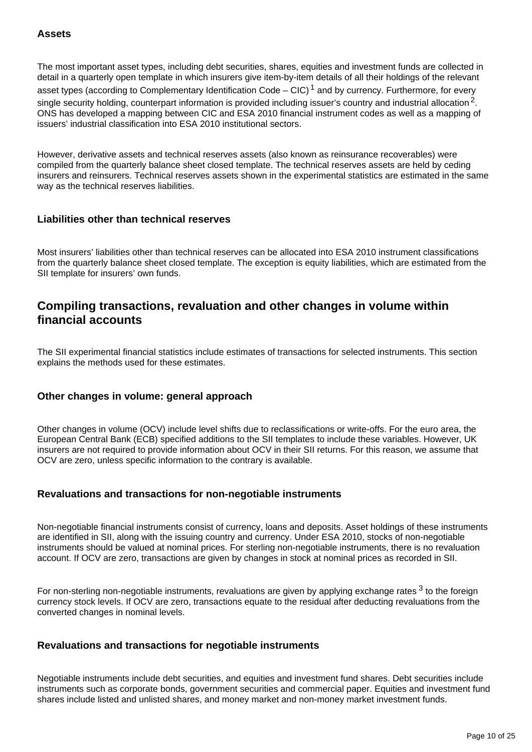### Assets

The most important asset types, including debt securities, shares, equities and investment funds are collected in detail in a quarterly open template in which insurers give item-by-item details of all their holdings of the relevant asset types (according to Complementary Identification Code – CIC)[1] and by currency. Furthermore, for every single security holding, counterpart information is provided including issuer's country and industrial allocation[2]. ONS has developed a mapping between CIC and ESA 2010 financial instrument codes as well as a mapping of issuers' industrial classification into ESA 2010 institutional sectors.

However, derivative assets and technical reserves assets (also known as reinsurance recoverables) were compiled from the quarterly balance sheet closed template. The technical reserves assets are held by ceding insurers and reinsurers. Technical reserves assets shown in the experimental statistics are estimated in the same way as the technical reserves liabilities.

### Liabilities other than technical reserves

Most insurers' liabilities other than technical reserves can be allocated into ESA 2010 instrument classifications from the quarterly balance sheet closed template. The exception is equity liabilities, which are estimated from the SII template for insurers' own funds.

## Compiling transactions, revaluation and other changes in volume within financial accounts

The SII experimental financial statistics include estimates of transactions for selected instruments. This section explains the methods used for these estimates.

### Other changes in volume: general approach

Other changes in volume (OCV) include level shifts due to reclassifications or write-offs. For the euro area, the European Central Bank (ECB) specified additions to the SII templates to include these variables. However, UK insurers are not required to provide information about OCV in their SII returns. For this reason, we assume that OCV are zero, unless specific information to the contrary is available.

### Revaluations and transactions for non-negotiable instruments

Non-negotiable financial instruments consist of currency, loans and deposits. Asset holdings of these instruments are identified in SII, along with the issuing country and currency. Under ESA 2010, stocks of non-negotiable instruments should be valued at nominal prices. For sterling non-negotiable instruments, there is no revaluation account. If OCV are zero, transactions are given by changes in stock at nominal prices as recorded in SII.

For non-sterling non-negotiable instruments, revaluations are given by applying exchange rates[3] to the foreign currency stock levels. If OCV are zero, transactions equate to the residual after deducting revaluations from the converted changes in nominal levels.

### Revaluations and transactions for negotiable instruments

Negotiable instruments include debt securities, and equities and investment fund shares. Debt securities include instruments such as corporate bonds, government securities and commercial paper. Equities and investment fund shares include listed and unlisted shares, and money market and non-money market investment funds.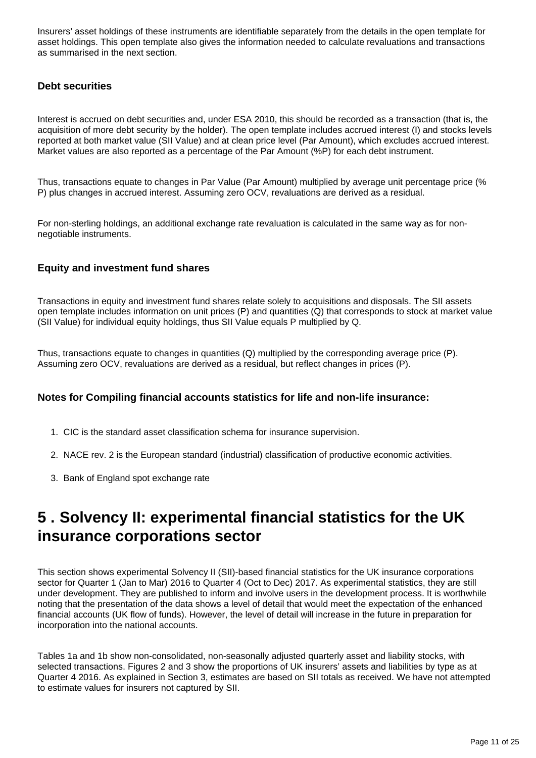Insurers' asset holdings of these instruments are identifiable separately from the details in the open template for asset holdings. This open template also gives the information needed to calculate revaluations and transactions as summarised in the next section.

### Debt securities

Interest is accrued on debt securities and, under ESA 2010, this should be recorded as a transaction (that is, the acquisition of more debt security by the holder). The open template includes accrued interest (I) and stocks levels reported at both market value (SII Value) and at clean price level (Par Amount), which excludes accrued interest. Market values are also reported as a percentage of the Par Amount (%P) for each debt instrument.

Thus, transactions equate to changes in Par Value (Par Amount) multiplied by average unit percentage price (% P) plus changes in accrued interest. Assuming zero OCV, revaluations are derived as a residual.

For non-sterling holdings, an additional exchange rate revaluation is calculated in the same way as for non-negotiable instruments.

### Equity and investment fund shares

Transactions in equity and investment fund shares relate solely to acquisitions and disposals. The SII assets open template includes information on unit prices (P) and quantities (Q) that corresponds to stock at market value (SII Value) for individual equity holdings, thus SII Value equals P multiplied by Q.

Thus, transactions equate to changes in quantities (Q) multiplied by the corresponding average price (P). Assuming zero OCV, revaluations are derived as a residual, but reflect changes in prices (P).

### Notes for Compiling financial accounts statistics for life and non-life insurance:

1. CIC is the standard asset classification schema for insurance supervision.
2. NACE rev. 2 is the European standard (industrial) classification of productive economic activities.
3. Bank of England spot exchange rate

## 5 . Solvency II: experimental financial statistics for the UK insurance corporations sector

This section shows experimental Solvency II (SII)-based financial statistics for the UK insurance corporations sector for Quarter 1 (Jan to Mar) 2016 to Quarter 4 (Oct to Dec) 2017. As experimental statistics, they are still under development. They are published to inform and involve users in the development process. It is worthwhile noting that the presentation of the data shows a level of detail that would meet the expectation of the enhanced financial accounts (UK flow of funds). However, the level of detail will increase in the future in preparation for incorporation into the national accounts.

Tables 1a and 1b show non-consolidated, non-seasonally adjusted quarterly asset and liability stocks, with selected transactions. Figures 2 and 3 show the proportions of UK insurers' assets and liabilities by type as at Quarter 4 2016. As explained in Section 3, estimates are based on SII totals as received. We have not attempted to estimate values for insurers not captured by SII.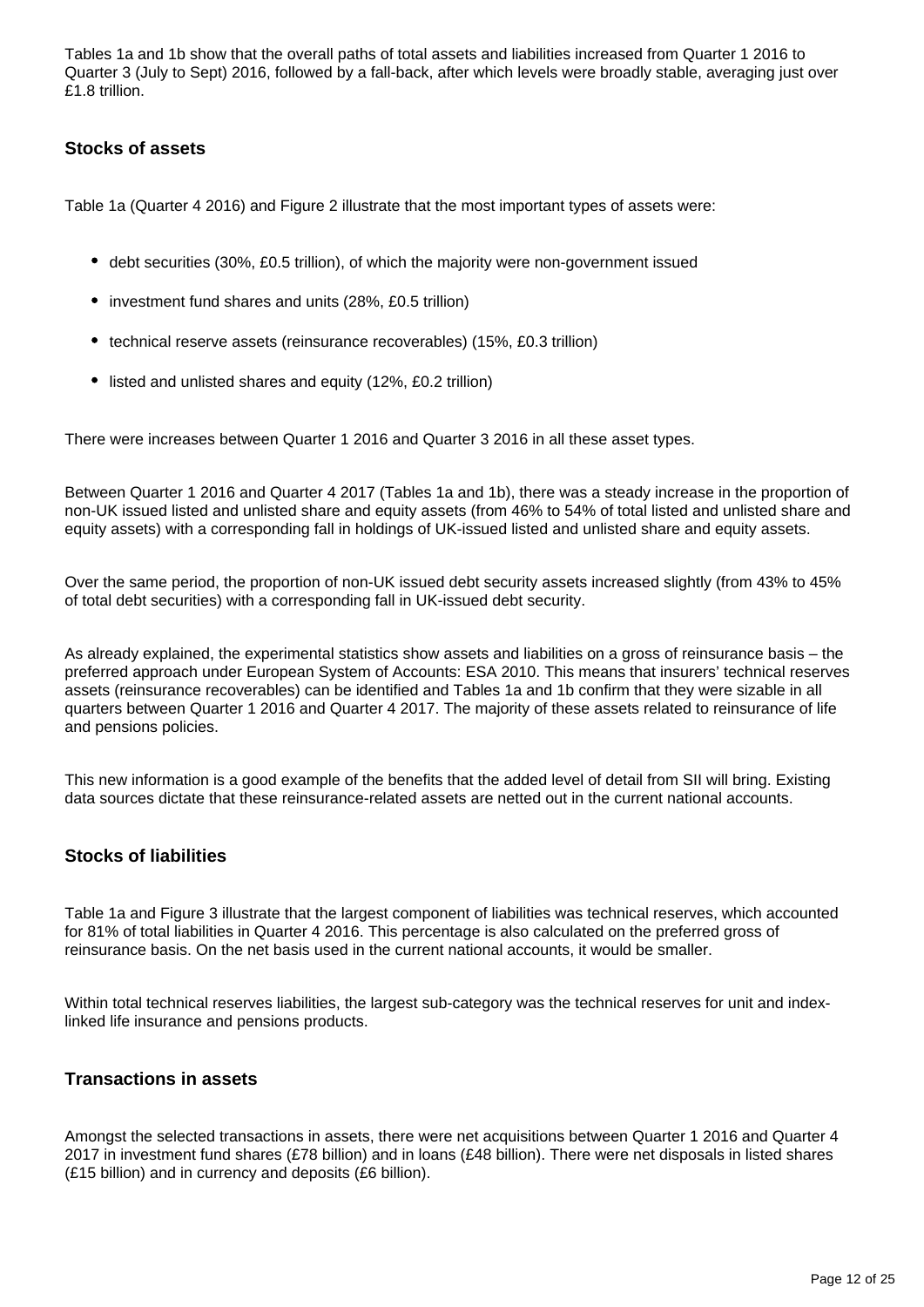Tables 1a and 1b show that the overall paths of total assets and liabilities increased from Quarter 1 2016 to Quarter 3 (July to Sept) 2016, followed by a fall-back, after which levels were broadly stable, averaging just over £1.8 trillion.

### Stocks of assets

Table 1a (Quarter 4 2016) and Figure 2 illustrate that the most important types of assets were:

- debt securities (30%, £0.5 trillion), of which the majority were non-government issued
- investment fund shares and units (28%, £0.5 trillion)
- technical reserve assets (reinsurance recoverables) (15%, £0.3 trillion)
- listed and unlisted shares and equity (12%, £0.2 trillion)

There were increases between Quarter 1 2016 and Quarter 3 2016 in all these asset types.

Between Quarter 1 2016 and Quarter 4 2017 (Tables 1a and 1b), there was a steady increase in the proportion of non-UK issued listed and unlisted share and equity assets (from 46% to 54% of total listed and unlisted share and equity assets) with a corresponding fall in holdings of UK-issued listed and unlisted share and equity assets.

Over the same period, the proportion of non-UK issued debt security assets increased slightly (from 43% to 45% of total debt securities) with a corresponding fall in UK-issued debt security.

As already explained, the experimental statistics show assets and liabilities on a gross of reinsurance basis – the preferred approach under European System of Accounts: ESA 2010. This means that insurers' technical reserves assets (reinsurance recoverables) can be identified and Tables 1a and 1b confirm that they were sizable in all quarters between Quarter 1 2016 and Quarter 4 2017. The majority of these assets related to reinsurance of life and pensions policies.

This new information is a good example of the benefits that the added level of detail from SII will bring. Existing data sources dictate that these reinsurance-related assets are netted out in the current national accounts.

### Stocks of liabilities

Table 1a and Figure 3 illustrate that the largest component of liabilities was technical reserves, which accounted for 81% of total liabilities in Quarter 4 2016. This percentage is also calculated on the preferred gross of reinsurance basis. On the net basis used in the current national accounts, it would be smaller.

Within total technical reserves liabilities, the largest sub-category was the technical reserves for unit and index-linked life insurance and pensions products.

### Transactions in assets

Amongst the selected transactions in assets, there were net acquisitions between Quarter 1 2016 and Quarter 4 2017 in investment fund shares (£78 billion) and in loans (£48 billion). There were net disposals in listed shares (£15 billion) and in currency and deposits (£6 billion).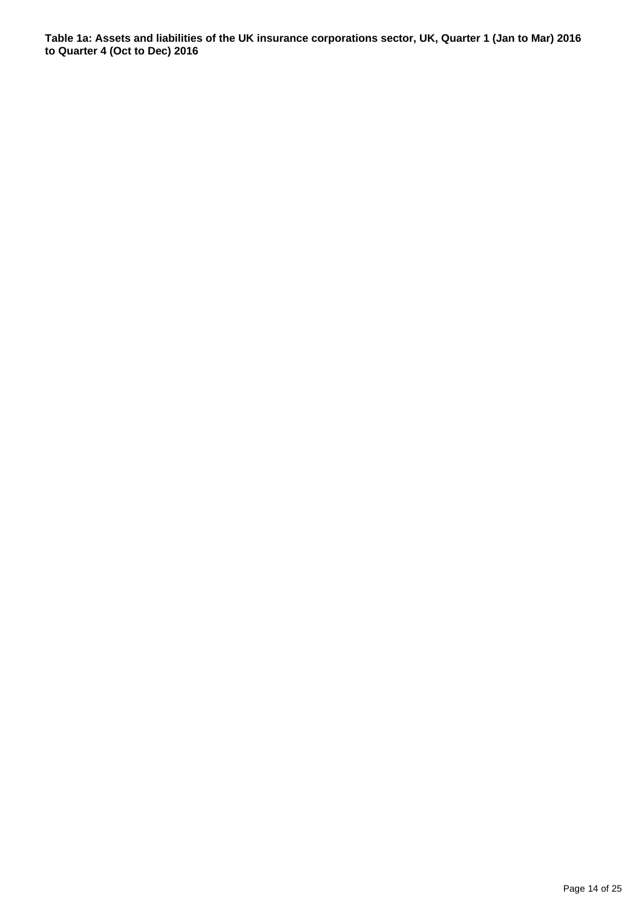**Table 1a: Assets and liabilities of the UK insurance corporations sector, UK, Quarter 1 (Jan to Mar) 2016 to Quarter 4 (Oct to Dec) 2016**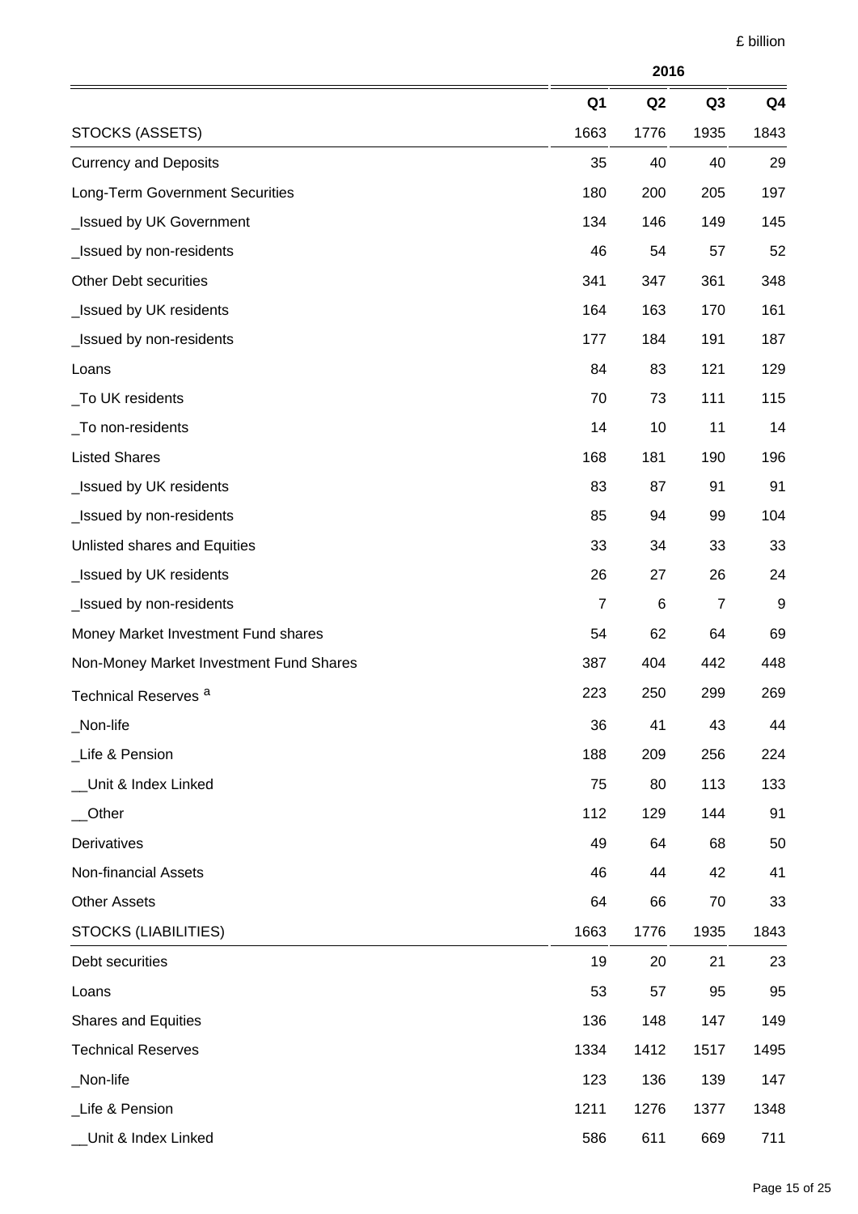£ billion

| | 2016 | | | |
|---|---|---|---|---|
| | Q1 | Q2 | Q3 | Q4 |
| STOCKS (ASSETS) | 1663 | 1776 | 1935 | 1843 |
| Currency and Deposits | 35 | 40 | 40 | 29 |
| Long-Term Government Securities | 180 | 200 | 205 | 197 |
| _Issued by UK Government | 134 | 146 | 149 | 145 |
| _Issued by non-residents | 46 | 54 | 57 | 52 |
| Other Debt securities | 341 | 347 | 361 | 348 |
| _Issued by UK residents | 164 | 163 | 170 | 161 |
| _Issued by non-residents | 177 | 184 | 191 | 187 |
| Loans | 84 | 83 | 121 | 129 |
| _To UK residents | 70 | 73 | 111 | 115 |
| _To non-residents | 14 | 10 | 11 | 14 |
| Listed Shares | 168 | 181 | 190 | 196 |
| _Issued by UK residents | 83 | 87 | 91 | 91 |
| _Issued by non-residents | 85 | 94 | 99 | 104 |
| Unlisted shares and Equities | 33 | 34 | 33 | 33 |
| _Issued by UK residents | 26 | 27 | 26 | 24 |
| _Issued by non-residents | 7 | 6 | 7 | 9 |
| Money Market Investment Fund shares | 54 | 62 | 64 | 69 |
| Non-Money Market Investment Fund Shares | 387 | 404 | 442 | 448 |
| Technical Reserves [a] | 223 | 250 | 299 | 269 |
| _Non-life | 36 | 41 | 43 | 44 |
| _Life & Pension | 188 | 209 | 256 | 224 |
| __Unit & Index Linked | 75 | 80 | 113 | 133 |
| __Other | 112 | 129 | 144 | 91 |
| Derivatives | 49 | 64 | 68 | 50 |
| Non-financial Assets | 46 | 44 | 42 | 41 |
| Other Assets | 64 | 66 | 70 | 33 |
| STOCKS (LIABILITIES) | 1663 | 1776 | 1935 | 1843 |
| Debt securities | 19 | 20 | 21 | 23 |
| Loans | 53 | 57 | 95 | 95 |
| Shares and Equities | 136 | 148 | 147 | 149 |
| Technical Reserves | 1334 | 1412 | 1517 | 1495 |
| _Non-life | 123 | 136 | 139 | 147 |
| _Life & Pension | 1211 | 1276 | 1377 | 1348 |
| __Unit & Index Linked | 586 | 611 | 669 | 711 |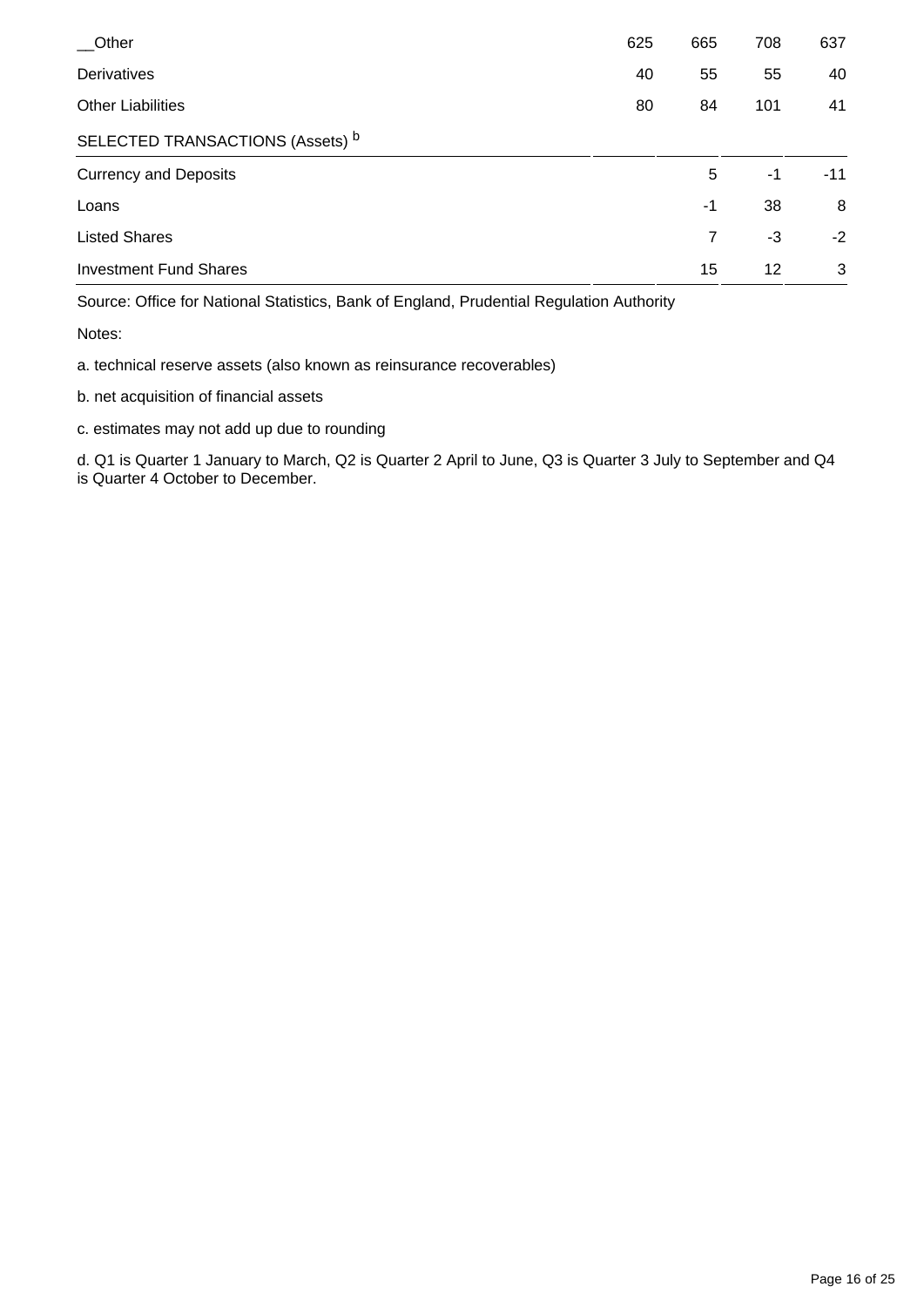| | | | | |
|---|---|---|---|---|
| __Other | 625 | 665 | 708 | 637 |
| Derivatives | 40 | 55 | 55 | 40 |
| Other Liabilities | 80 | 84 | 101 | 41 |
| SELECTED TRANSACTIONS (Assets) [b] | | | | |
| Currency and Deposits | | 5 | -1 | -11 |
| Loans | | -1 | 38 | 8 |
| Listed Shares | | 7 | -3 | -2 |
| Investment Fund Shares | | 15 | 12 | 3 |

Source: Office for National Statistics, Bank of England, Prudential Regulation Authority

Notes:

a. technical reserve assets (also known as reinsurance recoverables)

b. net acquisition of financial assets

c. estimates may not add up due to rounding

d. Q1 is Quarter 1 January to March, Q2 is Quarter 2 April to June, Q3 is Quarter 3 July to September and Q4 is Quarter 4 October to December.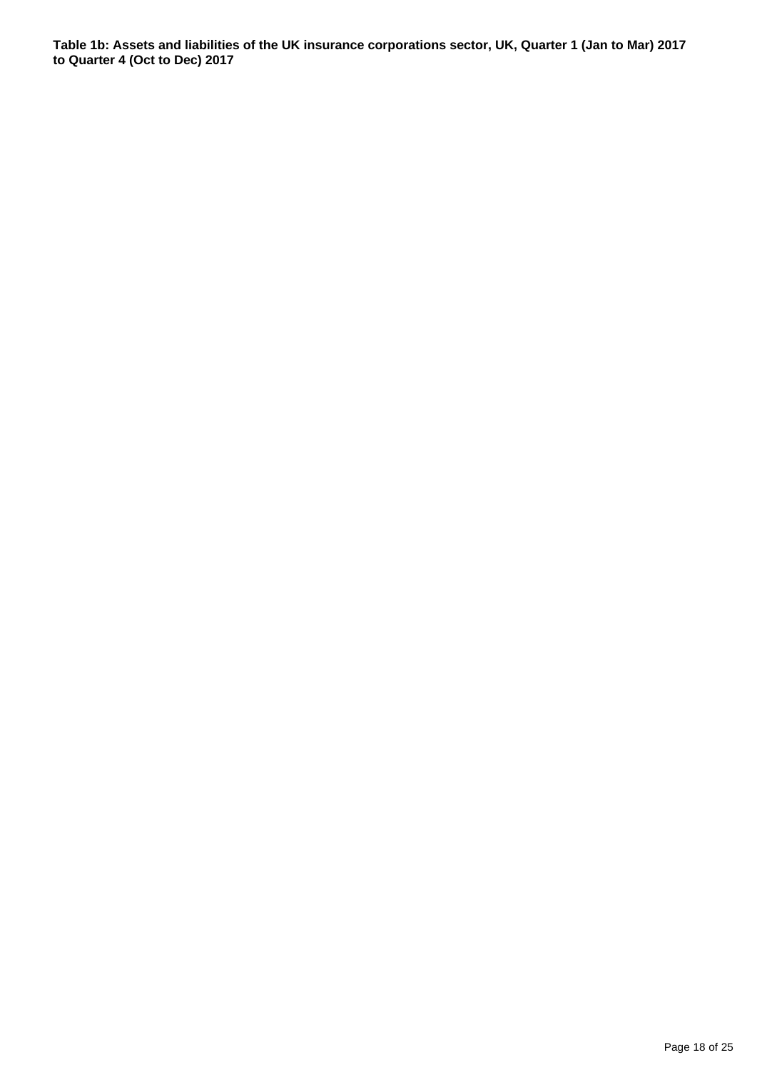**Table 1b: Assets and liabilities of the UK insurance corporations sector, UK, Quarter 1 (Jan to Mar) 2017 to Quarter 4 (Oct to Dec) 2017**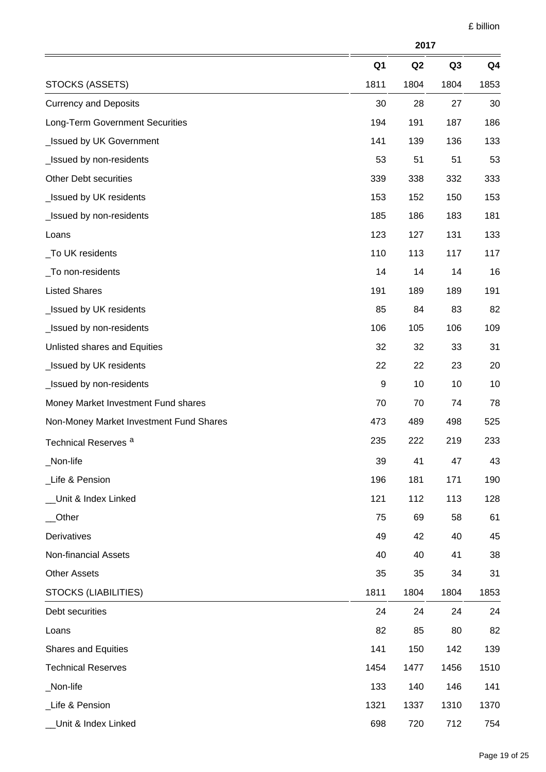£ billion

| | 2017 | | | |
|---|---|---|---|---|
| | Q1 | Q2 | Q3 | Q4 |
| STOCKS (ASSETS) | 1811 | 1804 | 1804 | 1853 |
| Currency and Deposits | 30 | 28 | 27 | 30 |
| Long-Term Government Securities | 194 | 191 | 187 | 186 |
| _Issued by UK Government | 141 | 139 | 136 | 133 |
| _Issued by non-residents | 53 | 51 | 51 | 53 |
| Other Debt securities | 339 | 338 | 332 | 333 |
| _Issued by UK residents | 153 | 152 | 150 | 153 |
| _Issued by non-residents | 185 | 186 | 183 | 181 |
| Loans | 123 | 127 | 131 | 133 |
| _To UK residents | 110 | 113 | 117 | 117 |
| _To non-residents | 14 | 14 | 14 | 16 |
| Listed Shares | 191 | 189 | 189 | 191 |
| _Issued by UK residents | 85 | 84 | 83 | 82 |
| _Issued by non-residents | 106 | 105 | 106 | 109 |
| Unlisted shares and Equities | 32 | 32 | 33 | 31 |
| _Issued by UK residents | 22 | 22 | 23 | 20 |
| _Issued by non-residents | 9 | 10 | 10 | 10 |
| Money Market Investment Fund shares | 70 | 70 | 74 | 78 |
| Non-Money Market Investment Fund Shares | 473 | 489 | 498 | 525 |
| Technical Reserves [a] | 235 | 222 | 219 | 233 |
| _Non-life | 39 | 41 | 47 | 43 |
| _Life & Pension | 196 | 181 | 171 | 190 |
| __Unit & Index Linked | 121 | 112 | 113 | 128 |
| __Other | 75 | 69 | 58 | 61 |
| Derivatives | 49 | 42 | 40 | 45 |
| Non-financial Assets | 40 | 40 | 41 | 38 |
| Other Assets | 35 | 35 | 34 | 31 |
| STOCKS (LIABILITIES) | 1811 | 1804 | 1804 | 1853 |
| Debt securities | 24 | 24 | 24 | 24 |
| Loans | 82 | 85 | 80 | 82 |
| Shares and Equities | 141 | 150 | 142 | 139 |
| Technical Reserves | 1454 | 1477 | 1456 | 1510 |
| _Non-life | 133 | 140 | 146 | 141 |
| _Life & Pension | 1321 | 1337 | 1310 | 1370 |
| __Unit & Index Linked | 698 | 720 | 712 | 754 |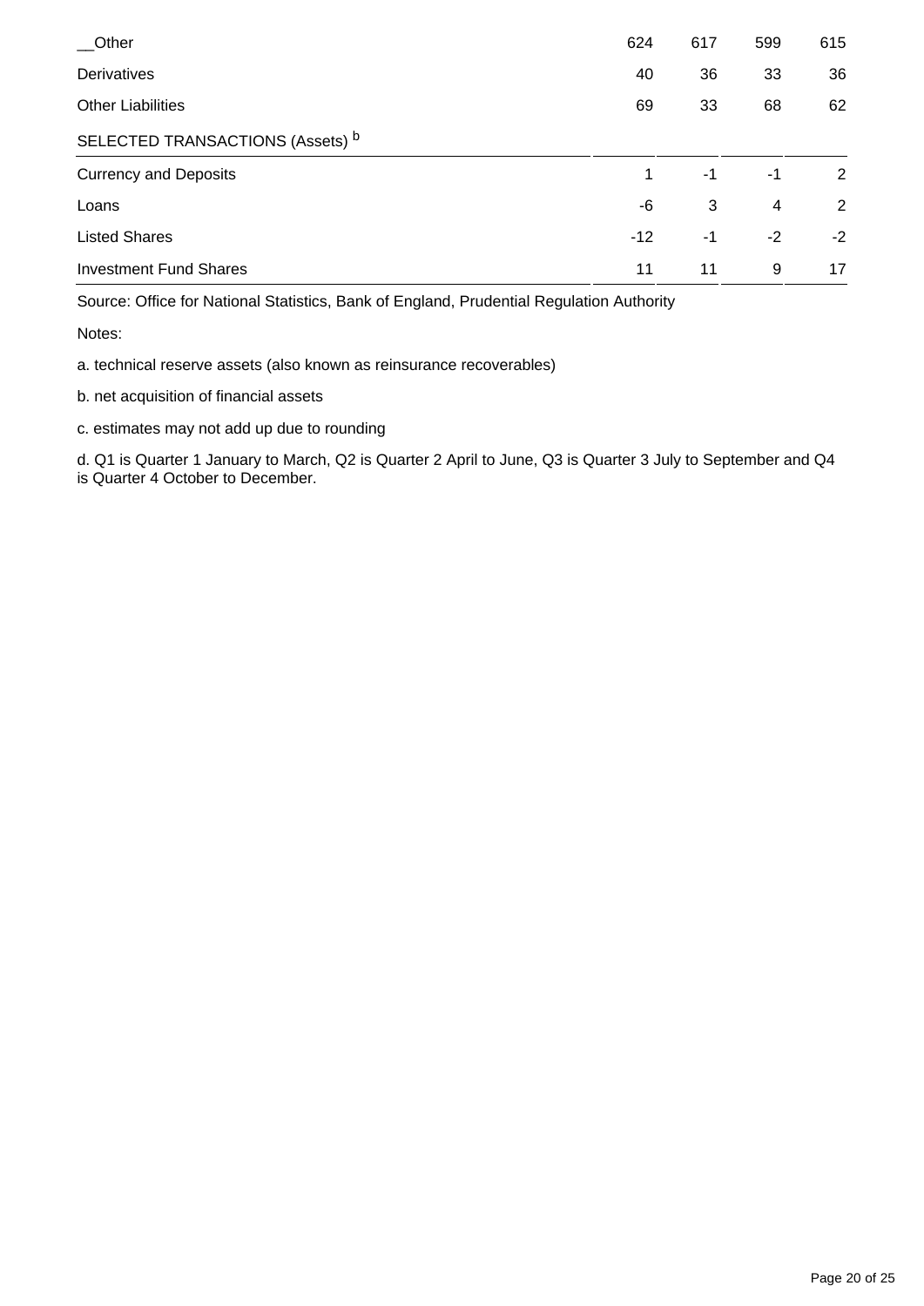| | | | | |
|---|---|---|---|---|
| __Other | 624 | 617 | 599 | 615 |
| Derivatives | 40 | 36 | 33 | 36 |
| Other Liabilities | 69 | 33 | 68 | 62 |
| SELECTED TRANSACTIONS (Assets) [b] | | | | |
| Currency and Deposits | 1 | -1 | -1 | 2 |
| Loans | -6 | 3 | 4 | 2 |
| Listed Shares | -12 | -1 | -2 | -2 |
| Investment Fund Shares | 11 | 11 | 9 | 17 |

Source: Office for National Statistics, Bank of England, Prudential Regulation Authority

Notes:

a. technical reserve assets (also known as reinsurance recoverables)

b. net acquisition of financial assets

c. estimates may not add up due to rounding

d. Q1 is Quarter 1 January to March, Q2 is Quarter 2 April to June, Q3 is Quarter 3 July to September and Q4 is Quarter 4 October to December.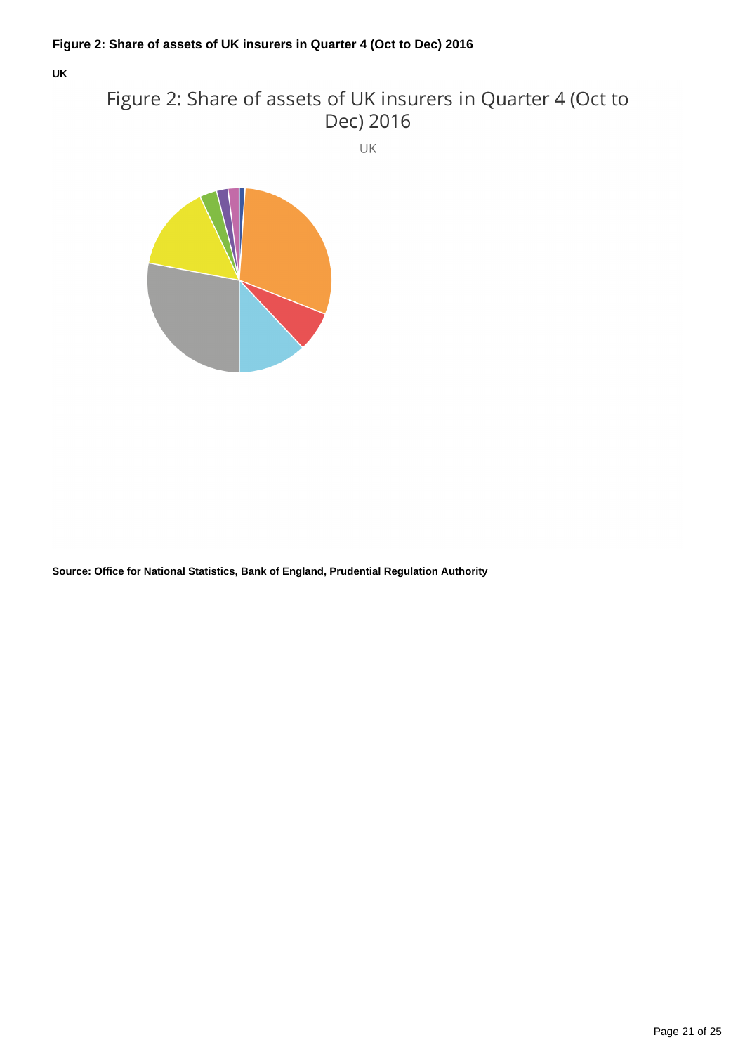**Figure 2: Share of assets of UK insurers in Quarter 4 (Oct to Dec) 2016**

**UK**

Figure 2: Share of assets of UK insurers in Quarter 4 (Oct to Dec) 2016

UK

**Source: Office for National Statistics, Bank of England, Prudential Regulation Authority**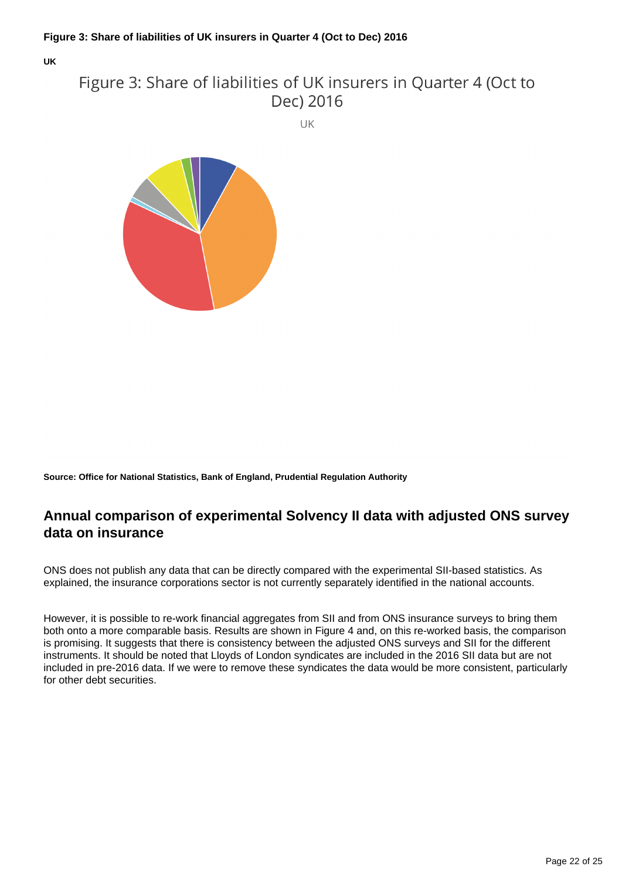**Figure 3: Share of liabilities of UK insurers in Quarter 4 (Oct to Dec) 2016**

**UK**

Figure 3: Share of liabilities of UK insurers in Quarter 4 (Oct to Dec) 2016

UK

**Source: Office for National Statistics, Bank of England, Prudential Regulation Authority**

## Annual comparison of experimental Solvency II data with adjusted ONS survey data on insurance

ONS does not publish any data that can be directly compared with the experimental SII-based statistics. As explained, the insurance corporations sector is not currently separately identified in the national accounts.

However, it is possible to re-work financial aggregates from SII and from ONS insurance surveys to bring them both onto a more comparable basis. Results are shown in Figure 4 and, on this re-worked basis, the comparison is promising. It suggests that there is consistency between the adjusted ONS surveys and SII for the different instruments. It should be noted that Lloyds of London syndicates are included in the 2016 SII data but are not included in pre-2016 data. If we were to remove these syndicates the data would be more consistent, particularly for other debt securities.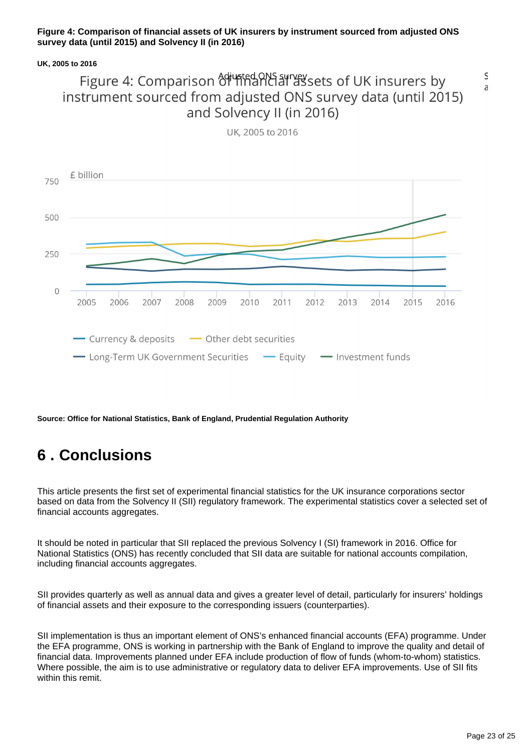**Figure 4: Comparison of financial assets of UK insurers by instrument sourced from adjusted ONS survey data (until 2015) and Solvency II (in 2016)**

**UK, 2005 to 2016**

Adjusted ONS survey

Figure 4: Comparison of financial assets of UK insurers by instrument sourced from adjusted ONS survey data (until 2015) and Solvency II (in 2016)

UK, 2005 to 2016

£ billion

750

500

250

0

2005 2006 2007 2008 2009 2010 2011 2012 2013 2014 2015 2016

Currency & deposits

Other debt securities

Long-Term UK Government Securities

Equity

Investment funds

**Source: Office for National Statistics, Bank of England, Prudential Regulation Authority**

# 6 . Conclusions

This article presents the first set of experimental financial statistics for the UK insurance corporations sector based on data from the Solvency II (SII) regulatory framework. The experimental statistics cover a selected set of financial accounts aggregates.

It should be noted in particular that SII replaced the previous Solvency I (SI) framework in 2016. Office for National Statistics (ONS) has recently concluded that SII data are suitable for national accounts compilation, including financial accounts aggregates.

SII provides quarterly as well as annual data and gives a greater level of detail, particularly for insurers' holdings of financial assets and their exposure to the corresponding issuers (counterparties).

SII implementation is thus an important element of ONS's enhanced financial accounts (EFA) programme. Under the EFA programme, ONS is working in partnership with the Bank of England to improve the quality and detail of financial data. Improvements planned under EFA include production of flow of funds (whom-to-whom) statistics. Where possible, the aim is to use administrative or regulatory data to deliver EFA improvements. Use of SII fits within this remit.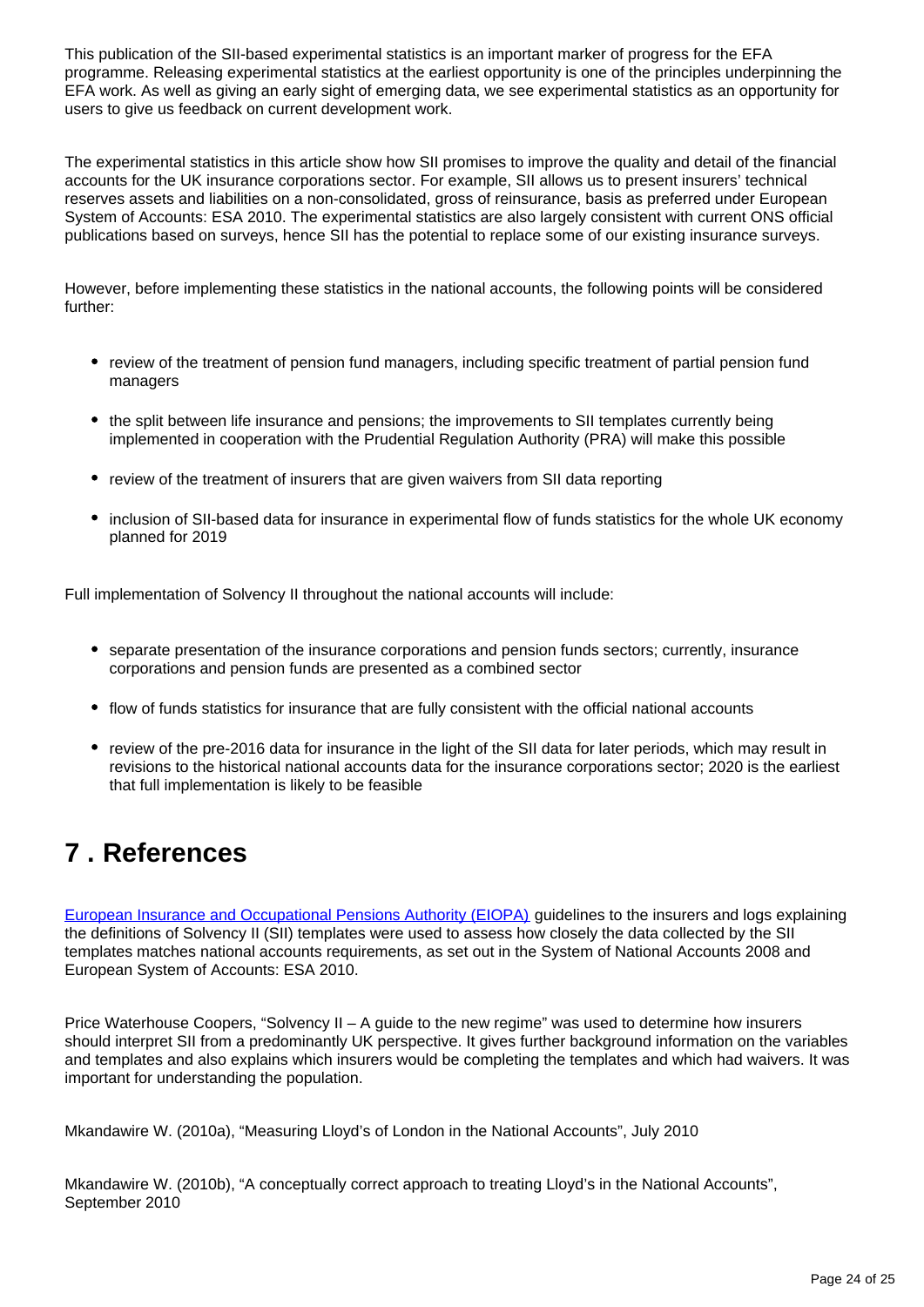This publication of the SII-based experimental statistics is an important marker of progress for the EFA programme. Releasing experimental statistics at the earliest opportunity is one of the principles underpinning the EFA work. As well as giving an early sight of emerging data, we see experimental statistics as an opportunity for users to give us feedback on current development work.

The experimental statistics in this article show how SII promises to improve the quality and detail of the financial accounts for the UK insurance corporations sector. For example, SII allows us to present insurers' technical reserves assets and liabilities on a non-consolidated, gross of reinsurance, basis as preferred under European System of Accounts: ESA 2010. The experimental statistics are also largely consistent with current ONS official publications based on surveys, hence SII has the potential to replace some of our existing insurance surveys.

However, before implementing these statistics in the national accounts, the following points will be considered further:

- review of the treatment of pension fund managers, including specific treatment of partial pension fund managers
- the split between life insurance and pensions; the improvements to SII templates currently being implemented in cooperation with the Prudential Regulation Authority (PRA) will make this possible
- review of the treatment of insurers that are given waivers from SII data reporting
- inclusion of SII-based data for insurance in experimental flow of funds statistics for the whole UK economy planned for 2019

Full implementation of Solvency II throughout the national accounts will include:

- separate presentation of the insurance corporations and pension funds sectors; currently, insurance corporations and pension funds are presented as a combined sector
- flow of funds statistics for insurance that are fully consistent with the official national accounts
- review of the pre-2016 data for insurance in the light of the SII data for later periods, which may result in revisions to the historical national accounts data for the insurance corporations sector; 2020 is the earliest that full implementation is likely to be feasible

## 7 . References

European Insurance and Occupational Pensions Authority (EIOPA) guidelines to the insurers and logs explaining the definitions of Solvency II (SII) templates were used to assess how closely the data collected by the SII templates matches national accounts requirements, as set out in the System of National Accounts 2008 and European System of Accounts: ESA 2010.

Price Waterhouse Coopers, "Solvency II – A guide to the new regime" was used to determine how insurers should interpret SII from a predominantly UK perspective. It gives further background information on the variables and templates and also explains which insurers would be completing the templates and which had waivers. It was important for understanding the population.

Mkandawire W. (2010a), "Measuring Lloyd's of London in the National Accounts", July 2010

Mkandawire W. (2010b), "A conceptually correct approach to treating Lloyd's in the National Accounts", September 2010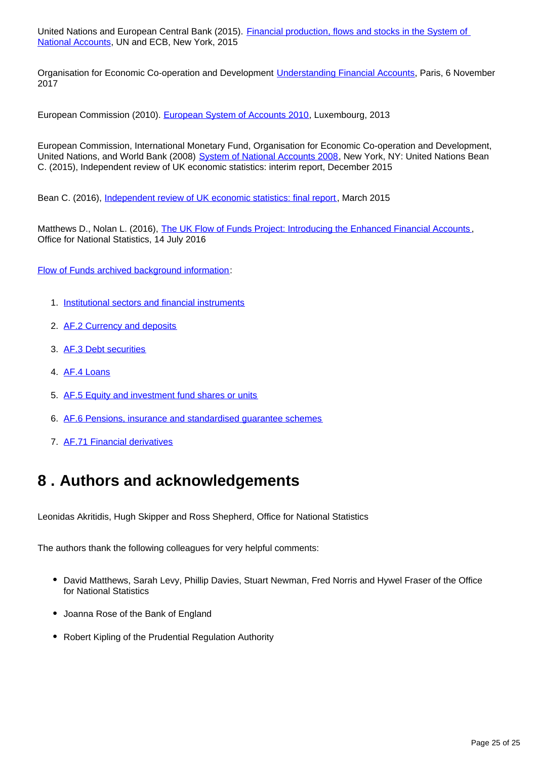United Nations and European Central Bank (2015). [Financial production, flows and stocks in the System of National Accounts](), UN and ECB, New York, 2015

Organisation for Economic Co-operation and Development [Understanding Financial Accounts](), Paris, 6 November 2017

European Commission (2010). [European System of Accounts 2010](), Luxembourg, 2013

European Commission, International Monetary Fund, Organisation for Economic Co-operation and Development, United Nations, and World Bank (2008) [System of National Accounts 2008](), New York, NY: United Nations Bean C. (2015), Independent review of UK economic statistics: interim report, December 2015

Bean C. (2016), [Independent review of UK economic statistics: final report](), March 2015

Matthews D., Nolan L. (2016), [The UK Flow of Funds Project: Introducing the Enhanced Financial Accounts](), Office for National Statistics, 14 July 2016

[Flow of Funds archived background information]():

1. [Institutional sectors and financial instruments]()
2. [AF.2 Currency and deposits]()
3. [AF.3 Debt securities]()
4. [AF.4 Loans]()
5. [AF.5 Equity and investment fund shares or units]()
6. [AF.6 Pensions, insurance and standardised guarantee schemes]()
7. [AF.71 Financial derivatives]()

## 8 . Authors and acknowledgements

Leonidas Akritidis, Hugh Skipper and Ross Shepherd, Office for National Statistics

The authors thank the following colleagues for very helpful comments:

- David Matthews, Sarah Levy, Phillip Davies, Stuart Newman, Fred Norris and Hywel Fraser of the Office for National Statistics
- Joanna Rose of the Bank of England
- Robert Kipling of the Prudential Regulation Authority